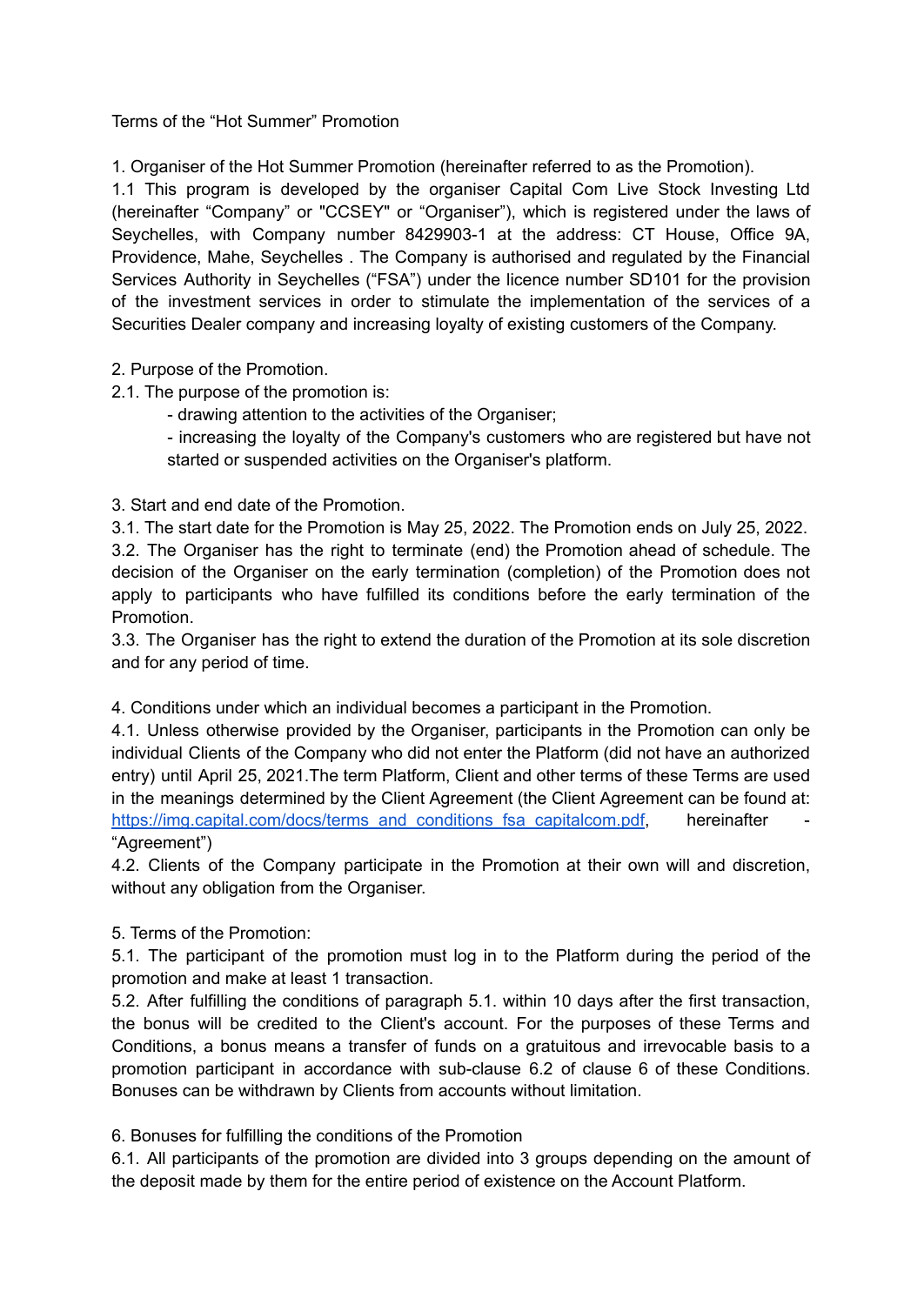Terms of the “Hot Summer” Promotion

1. Organiser of the Hot Summer Promotion (hereinafter referred to as the Promotion).

1.1 This program is developed by the organiser Capital Com Live Stock Investing Ltd (hereinafter “Company” or "CCSEY" or “Organiser”), which is registered under the laws of Seychelles, with Company number 8429903-1 at the address: CT House, Office 9A, Providence, Mahe, Seychelles . The Company is authorised and regulated by the Financial Services Authority in Seychelles (“FSA”) under the licence number SD101 for the provision of the investment services in order to stimulate the implementation of the services of a Securities Dealer company and increasing loyalty of existing customers of the Company.

2. Purpose of the Promotion.

2.1. The purpose of the promotion is:

- drawing attention to the activities of the Organiser;
- increasing the loyalty of the Company's customers who are registered but have not started or suspended activities on the Organiser's platform.

3. Start and end date of the Promotion.

3.1. The start date for the Promotion is May 25, 2022. The Promotion ends on July 25, 2022.

3.2. The Organiser has the right to terminate (end) the Promotion ahead of schedule. The decision of the Organiser on the early termination (completion) of the Promotion does not apply to participants who have fulfilled its conditions before the early termination of the Promotion.

3.3. The Organiser has the right to extend the duration of the Promotion at its sole discretion and for any period of time.

4. Conditions under which an individual becomes a participant in the Promotion.

4.1. Unless otherwise provided by the Organiser, participants in the Promotion can only be individual Clients of the Company who did not enter the Platform (did not have an authorized entry) until April 25, 2021.The term Platform, Client and other terms of these Terms are used in the meanings determined by the Client Agreement (the Client Agreement can be found at: [https://img.capital.com/docs/terms_and_conditions_fsa_capitalcom.pdf](https://img.capital.com/docs/terms_and_conditions_fsa_capitalcom.pdf), hereinafter - “Agreement”)

4.2. Clients of the Company participate in the Promotion at their own will and discretion, without any obligation from the Organiser.

5. Terms of the Promotion:

5.1. The participant of the promotion must log in to the Platform during the period of the promotion and make at least 1 transaction.

5.2. After fulfilling the conditions of paragraph 5.1. within 10 days after the first transaction, the bonus will be credited to the Client's account. For the purposes of these Terms and Conditions, a bonus means a transfer of funds on a gratuitous and irrevocable basis to a promotion participant in accordance with sub-clause 6.2 of clause 6 of these Conditions. Bonuses can be withdrawn by Clients from accounts without limitation.

6. Bonuses for fulfilling the conditions of the Promotion

6.1. All participants of the promotion are divided into 3 groups depending on the amount of the deposit made by them for the entire period of existence on the Account Platform.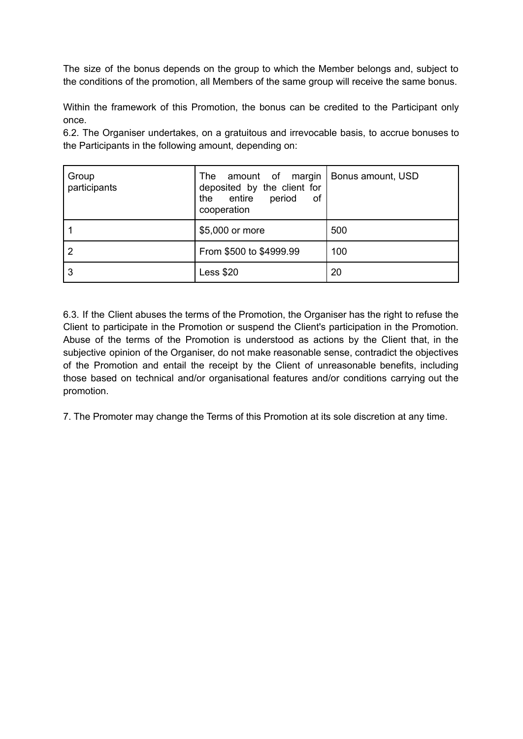The size of the bonus depends on the group to which the Member belongs and, subject to the conditions of the promotion, all Members of the same group will receive the same bonus.

Within the framework of this Promotion, the bonus can be credited to the Participant only once.

6.2. The Organiser undertakes, on a gratuitous and irrevocable basis, to accrue bonuses to the Participants in the following amount, depending on:

| Group participants | The amount of margin deposited by the client for the entire period of cooperation | Bonus amount, USD |
|---|---|---|
| 1 | $5,000 or more | 500 |
| 2 | From $500 to $4999.99 | 100 |
| 3 | Less $20 | 20 |

6.3. If the Client abuses the terms of the Promotion, the Organiser has the right to refuse the Client to participate in the Promotion or suspend the Client's participation in the Promotion. Abuse of the terms of the Promotion is understood as actions by the Client that, in the subjective opinion of the Organiser, do not make reasonable sense, contradict the objectives of the Promotion and entail the receipt by the Client of unreasonable benefits, including those based on technical and/or organisational features and/or conditions carrying out the promotion.

7. The Promoter may change the Terms of this Promotion at its sole discretion at any time.